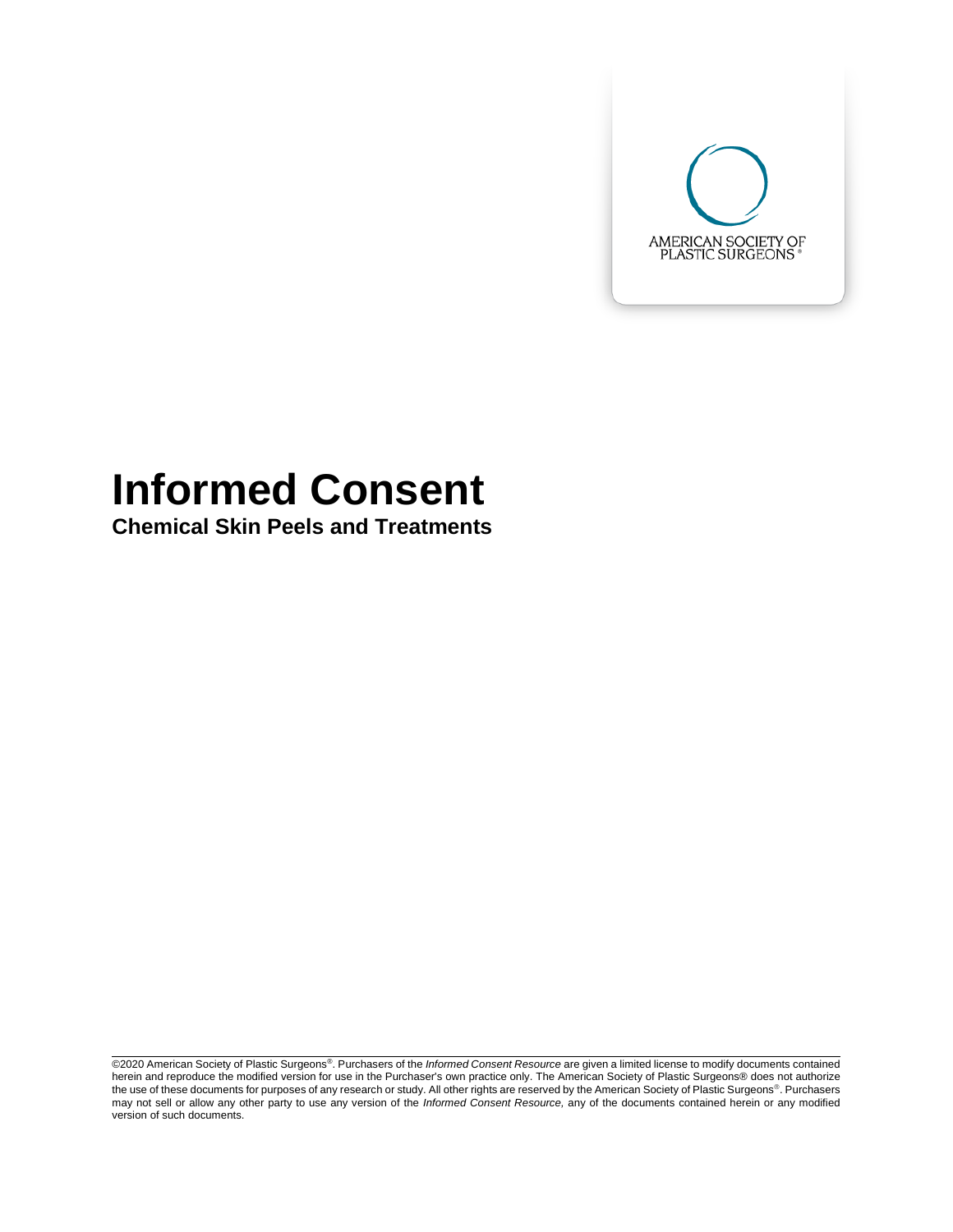AMERICAN SOCIETY OF PLASTIC SURGEONS®

# Informed Consent

## Chemical Skin Peels and Treatments

©2020 American Society of Plastic Surgeons®. Purchasers of the *Informed Consent Resource* are given a limited license to modify documents contained herein and reproduce the modified version for use in the Purchaser's own practice only. The American Society of Plastic Surgeons® does not authorize the use of these documents for purposes of any research or study. All other rights are reserved by the American Society of Plastic Surgeons®. Purchasers may not sell or allow any other party to use any version of the *Informed Consent Resource,* any of the documents contained herein or any modified version of such documents.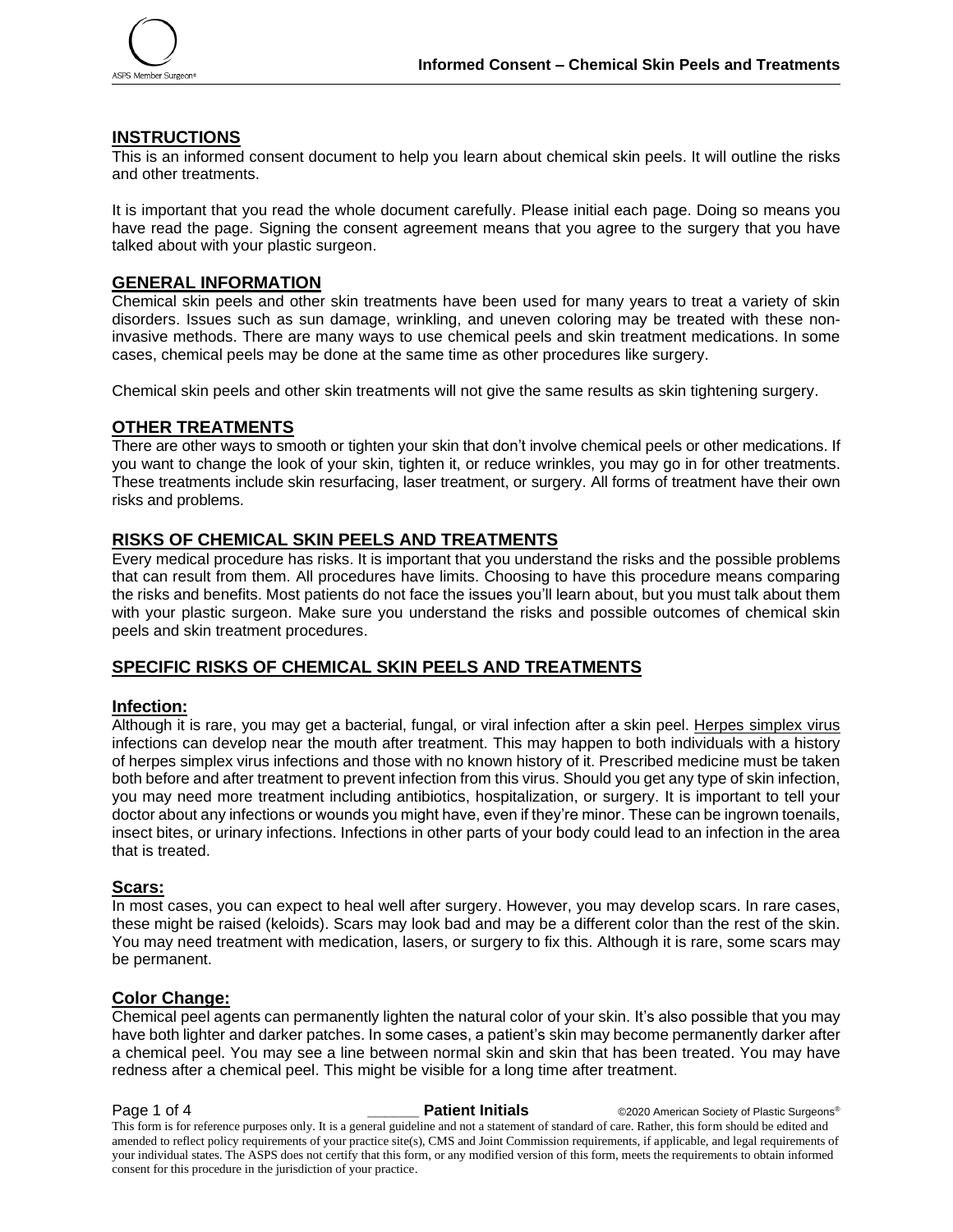## INSTRUCTIONS

This is an informed consent document to help you learn about chemical skin peels. It will outline the risks and other treatments.

It is important that you read the whole document carefully. Please initial each page. Doing so means you have read the page. Signing the consent agreement means that you agree to the surgery that you have talked about with your plastic surgeon.

## GENERAL INFORMATION

Chemical skin peels and other skin treatments have been used for many years to treat a variety of skin disorders. Issues such as sun damage, wrinkling, and uneven coloring may be treated with these non-invasive methods. There are many ways to use chemical peels and skin treatment medications. In some cases, chemical peels may be done at the same time as other procedures like surgery.

Chemical skin peels and other skin treatments will not give the same results as skin tightening surgery.

## OTHER TREATMENTS

There are other ways to smooth or tighten your skin that don't involve chemical peels or other medications. If you want to change the look of your skin, tighten it, or reduce wrinkles, you may go in for other treatments. These treatments include skin resurfacing, laser treatment, or surgery. All forms of treatment have their own risks and problems.

## RISKS OF CHEMICAL SKIN PEELS AND TREATMENTS

Every medical procedure has risks. It is important that you understand the risks and the possible problems that can result from them. All procedures have limits. Choosing to have this procedure means comparing the risks and benefits. Most patients do not face the issues you'll learn about, but you must talk about them with your plastic surgeon. Make sure you understand the risks and possible outcomes of chemical skin peels and skin treatment procedures.

## SPECIFIC RISKS OF CHEMICAL SKIN PEELS AND TREATMENTS

### Infection:

Although it is rare, you may get a bacterial, fungal, or viral infection after a skin peel. Herpes simplex virus infections can develop near the mouth after treatment. This may happen to both individuals with a history of herpes simplex virus infections and those with no known history of it. Prescribed medicine must be taken both before and after treatment to prevent infection from this virus. Should you get any type of skin infection, you may need more treatment including antibiotics, hospitalization, or surgery. It is important to tell your doctor about any infections or wounds you might have, even if they're minor. These can be ingrown toenails, insect bites, or urinary infections. Infections in other parts of your body could lead to an infection in the area that is treated.

### Scars:

In most cases, you can expect to heal well after surgery. However, you may develop scars. In rare cases, these might be raised (keloids). Scars may look bad and may be a different color than the rest of the skin. You may need treatment with medication, lasers, or surgery to fix this. Although it is rare, some scars may be permanent.

### Color Change:

Chemical peel agents can permanently lighten the natural color of your skin. It's also possible that you may have both lighter and darker patches. In some cases, a patient's skin may become permanently darker after a chemical peel. You may see a line between normal skin and skin that has been treated. You may have redness after a chemical peel. This might be visible for a long time after treatment.

______ **Patient Initials**

This form is for reference purposes only. It is a general guideline and not a statement of standard of care. Rather, this form should be edited and amended to reflect policy requirements of your practice site(s), CMS and Joint Commission requirements, if applicable, and legal requirements of your individual states. The ASPS does not certify that this form, or any modified version of this form, meets the requirements to obtain informed consent for this procedure in the jurisdiction of your practice.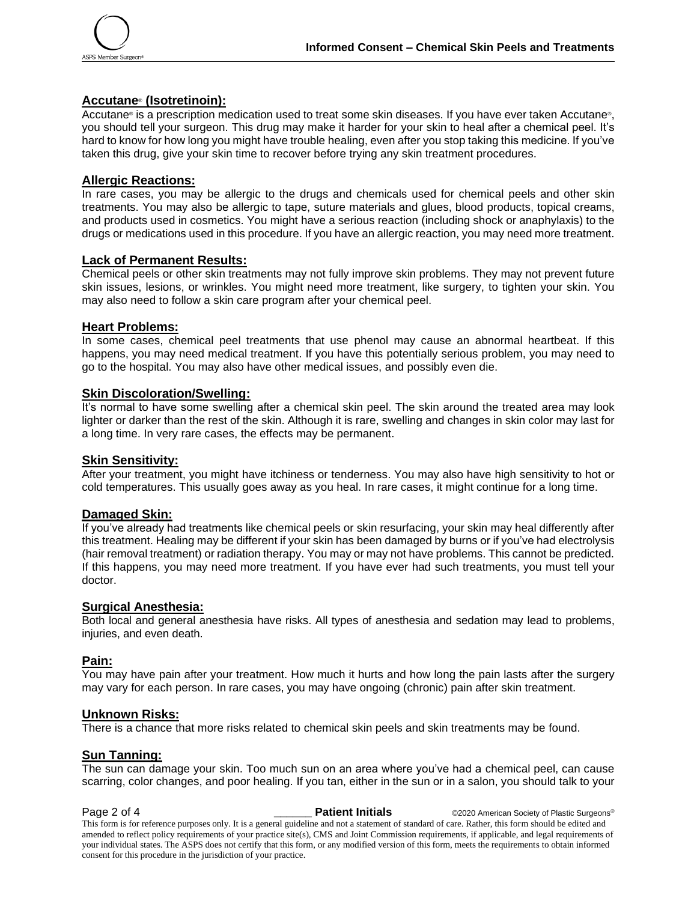## Accutane® (Isotretinoin):

Accutane® is a prescription medication used to treat some skin diseases. If you have ever taken Accutane®, you should tell your surgeon. This drug may make it harder for your skin to heal after a chemical peel. It's hard to know for how long you might have trouble healing, even after you stop taking this medicine. If you've taken this drug, give your skin time to recover before trying any skin treatment procedures.

## Allergic Reactions:

In rare cases, you may be allergic to the drugs and chemicals used for chemical peels and other skin treatments. You may also be allergic to tape, suture materials and glues, blood products, topical creams, and products used in cosmetics. You might have a serious reaction (including shock or anaphylaxis) to the drugs or medications used in this procedure. If you have an allergic reaction, you may need more treatment.

## Lack of Permanent Results:

Chemical peels or other skin treatments may not fully improve skin problems. They may not prevent future skin issues, lesions, or wrinkles. You might need more treatment, like surgery, to tighten your skin. You may also need to follow a skin care program after your chemical peel.

## Heart Problems:

In some cases, chemical peel treatments that use phenol may cause an abnormal heartbeat. If this happens, you may need medical treatment. If you have this potentially serious problem, you may need to go to the hospital. You may also have other medical issues, and possibly even die.

## Skin Discoloration/Swelling:

It's normal to have some swelling after a chemical skin peel. The skin around the treated area may look lighter or darker than the rest of the skin. Although it is rare, swelling and changes in skin color may last for a long time. In very rare cases, the effects may be permanent.

## Skin Sensitivity:

After your treatment, you might have itchiness or tenderness. You may also have high sensitivity to hot or cold temperatures. This usually goes away as you heal. In rare cases, it might continue for a long time.

## Damaged Skin:

If you've already had treatments like chemical peels or skin resurfacing, your skin may heal differently after this treatment. Healing may be different if your skin has been damaged by burns or if you've had electrolysis (hair removal treatment) or radiation therapy. You may or may not have problems. This cannot be predicted. If this happens, you may need more treatment. If you have ever had such treatments, you must tell your doctor.

## Surgical Anesthesia:

Both local and general anesthesia have risks. All types of anesthesia and sedation may lead to problems, injuries, and even death.

## Pain:

You may have pain after your treatment. How much it hurts and how long the pain lasts after the surgery may vary for each person. In rare cases, you may have ongoing (chronic) pain after skin treatment.

## Unknown Risks:

There is a chance that more risks related to chemical skin peels and skin treatments may be found.

## Sun Tanning:

The sun can damage your skin. Too much sun on an area where you've had a chemical peel, can cause scarring, color changes, and poor healing. If you tan, either in the sun or in a salon, you should talk to your

______ **Patient Initials**

This form is for reference purposes only. It is a general guideline and not a statement of standard of care. Rather, this form should be edited and amended to reflect policy requirements of your practice site(s), CMS and Joint Commission requirements, if applicable, and legal requirements of your individual states. The ASPS does not certify that this form, or any modified version of this form, meets the requirements to obtain informed consent for this procedure in the jurisdiction of your practice.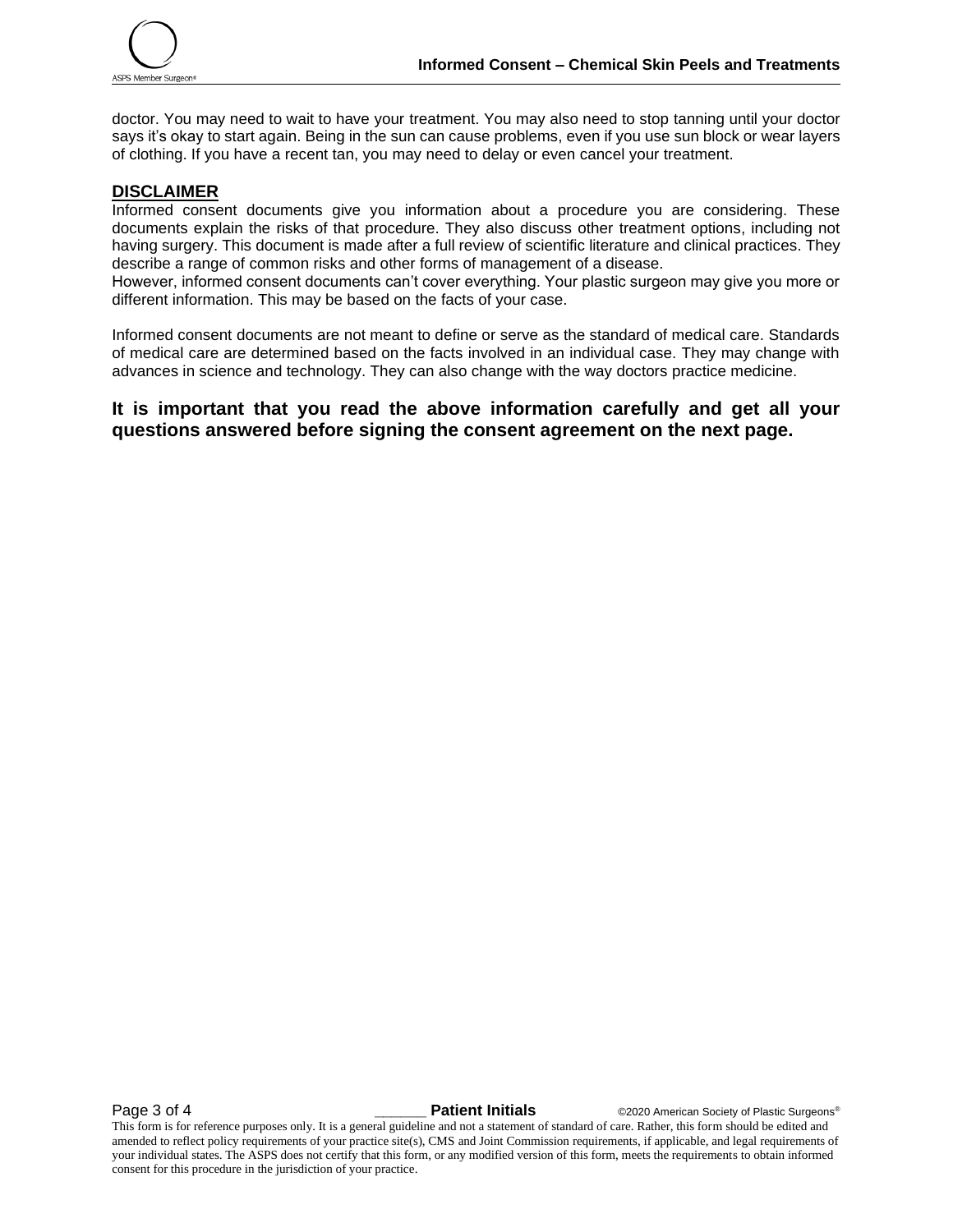doctor. You may need to wait to have your treatment. You may also need to stop tanning until your doctor says it's okay to start again. Being in the sun can cause problems, even if you use sun block or wear layers of clothing. If you have a recent tan, you may need to delay or even cancel your treatment.

## DISCLAIMER

Informed consent documents give you information about a procedure you are considering. These documents explain the risks of that procedure. They also discuss other treatment options, including not having surgery. This document is made after a full review of scientific literature and clinical practices. They describe a range of common risks and other forms of management of a disease.
However, informed consent documents can't cover everything. Your plastic surgeon may give you more or different information. This may be based on the facts of your case.

Informed consent documents are not meant to define or serve as the standard of medical care. Standards of medical care are determined based on the facts involved in an individual case. They may change with advances in science and technology. They can also change with the way doctors practice medicine.

**It is important that you read the above information carefully and get all your questions answered before signing the consent agreement on the next page.**

_______ **Patient Initials**

This form is for reference purposes only. It is a general guideline and not a statement of standard of care. Rather, this form should be edited and amended to reflect policy requirements of your practice site(s), CMS and Joint Commission requirements, if applicable, and legal requirements of your individual states. The ASPS does not certify that this form, or any modified version of this form, meets the requirements to obtain informed consent for this procedure in the jurisdiction of your practice.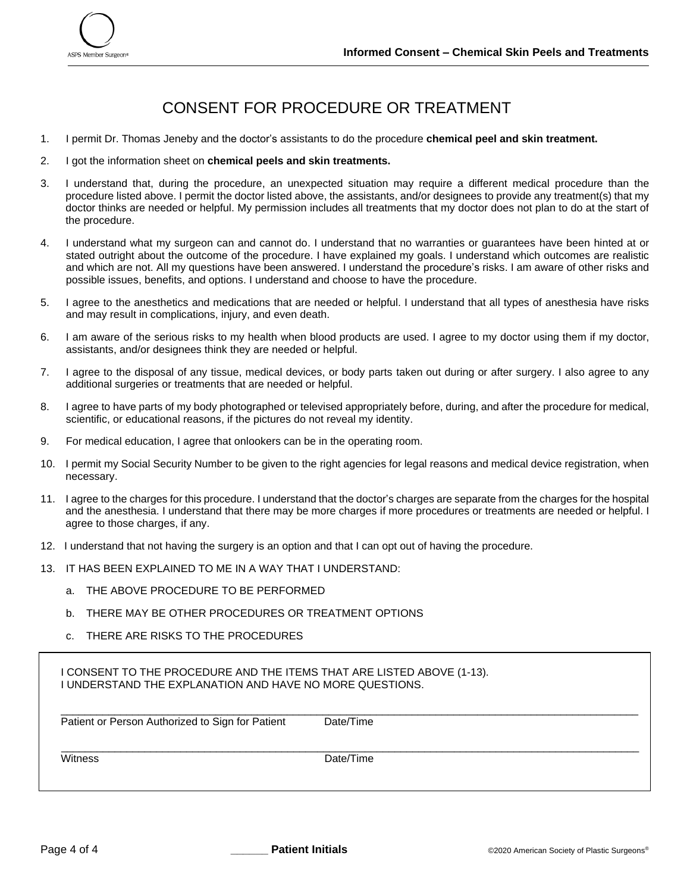# CONSENT FOR PROCEDURE OR TREATMENT

1. I permit Dr. Thomas Jeneby and the doctor's assistants to do the procedure **chemical peel and skin treatment.**

2. I got the information sheet on **chemical peels and skin treatments.**

3. I understand that, during the procedure, an unexpected situation may require a different medical procedure than the procedure listed above. I permit the doctor listed above, the assistants, and/or designees to provide any treatment(s) that my doctor thinks are needed or helpful. My permission includes all treatments that my doctor does not plan to do at the start of the procedure.

4. I understand what my surgeon can and cannot do. I understand that no warranties or guarantees have been hinted at or stated outright about the outcome of the procedure. I have explained my goals. I understand which outcomes are realistic and which are not. All my questions have been answered. I understand the procedure's risks. I am aware of other risks and possible issues, benefits, and options. I understand and choose to have the procedure.

5. I agree to the anesthetics and medications that are needed or helpful. I understand that all types of anesthesia have risks and may result in complications, injury, and even death.

6. I am aware of the serious risks to my health when blood products are used. I agree to my doctor using them if my doctor, assistants, and/or designees think they are needed or helpful.

7. I agree to the disposal of any tissue, medical devices, or body parts taken out during or after surgery. I also agree to any additional surgeries or treatments that are needed or helpful.

8. I agree to have parts of my body photographed or televised appropriately before, during, and after the procedure for medical, scientific, or educational reasons, if the pictures do not reveal my identity.

9. For medical education, I agree that onlookers can be in the operating room.

10. I permit my Social Security Number to be given to the right agencies for legal reasons and medical device registration, when necessary.

11. I agree to the charges for this procedure. I understand that the doctor's charges are separate from the charges for the hospital and the anesthesia. I understand that there may be more charges if more procedures or treatments are needed or helpful. I agree to those charges, if any.

12. I understand that not having the surgery is an option and that I can opt out of having the procedure.

13. IT HAS BEEN EXPLAINED TO ME IN A WAY THAT I UNDERSTAND:

    a. THE ABOVE PROCEDURE TO BE PERFORMED

    b. THERE MAY BE OTHER PROCEDURES OR TREATMENT OPTIONS

    c. THERE ARE RISKS TO THE PROCEDURES

I CONSENT TO THE PROCEDURE AND THE ITEMS THAT ARE LISTED ABOVE (1-13).
I UNDERSTAND THE EXPLANATION AND HAVE NO MORE QUESTIONS.

_______________________________________________

Patient or Person Authorized to Sign for Patient Date/Time

_______________________________________________

Witness Date/Time

______ **Patient Initials**